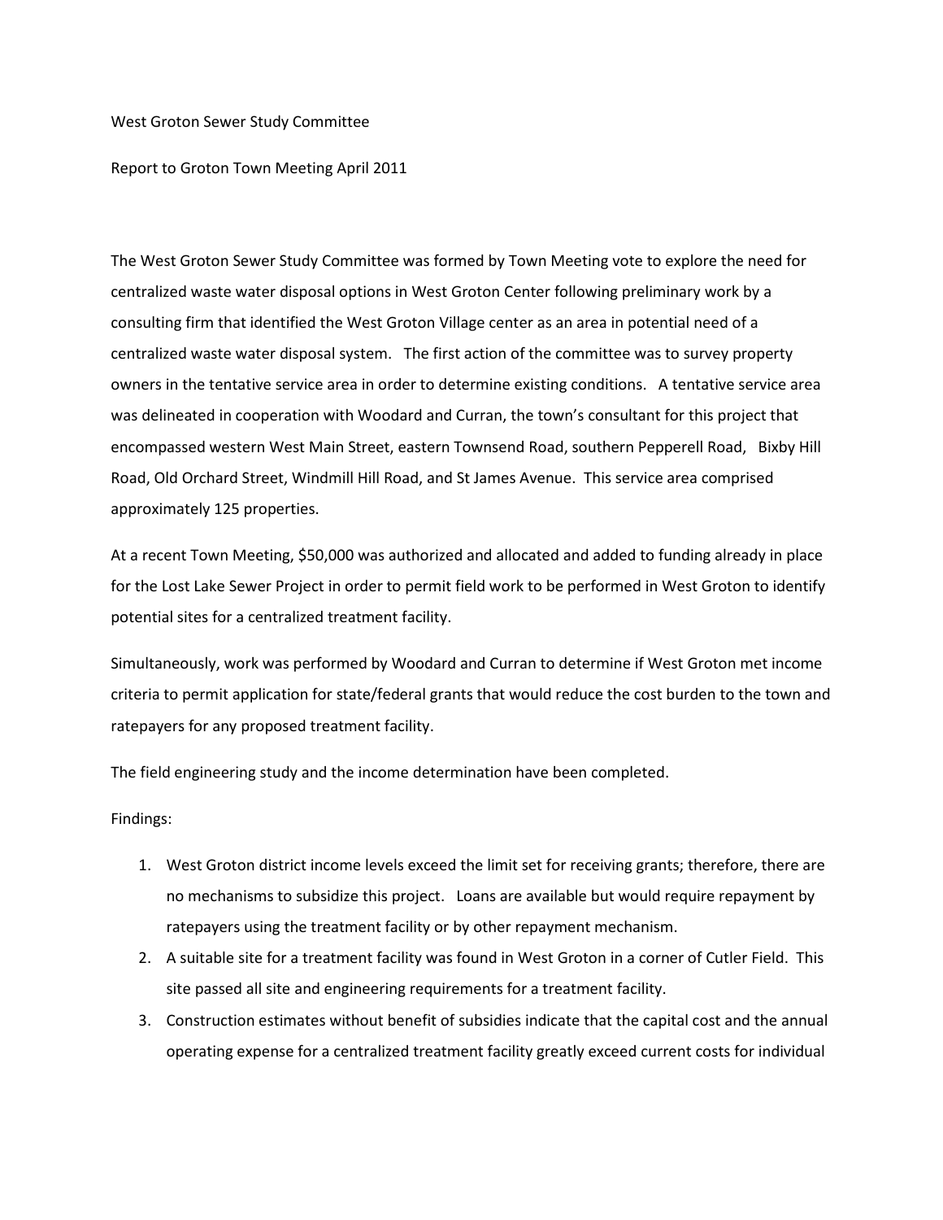West Groton Sewer Study Committee

Report to Groton Town Meeting April 2011

The West Groton Sewer Study Committee was formed by Town Meeting vote to explore the need for centralized waste water disposal options in West Groton Center following preliminary work by a consulting firm that identified the West Groton Village center as an area in potential need of a centralized waste water disposal system. The first action of the committee was to survey property owners in the tentative service area in order to determine existing conditions. A tentative service area was delineated in cooperation with Woodard and Curran, the town's consultant for this project that encompassed western West Main Street, eastern Townsend Road, southern Pepperell Road, Bixby Hill Road, Old Orchard Street, Windmill Hill Road, and St James Avenue. This service area comprised approximately 125 properties.

At a recent Town Meeting, $50,000 was authorized and allocated and added to funding already in place for the Lost Lake Sewer Project in order to permit field work to be performed in West Groton to identify potential sites for a centralized treatment facility.

Simultaneously, work was performed by Woodard and Curran to determine if West Groton met income criteria to permit application for state/federal grants that would reduce the cost burden to the town and ratepayers for any proposed treatment facility.

The field engineering study and the income determination have been completed.

Findings:

1. West Groton district income levels exceed the limit set for receiving grants; therefore, there are no mechanisms to subsidize this project. Loans are available but would require repayment by ratepayers using the treatment facility or by other repayment mechanism.
2. A suitable site for a treatment facility was found in West Groton in a corner of Cutler Field. This site passed all site and engineering requirements for a treatment facility.
3. Construction estimates without benefit of subsidies indicate that the capital cost and the annual operating expense for a centralized treatment facility greatly exceed current costs for individual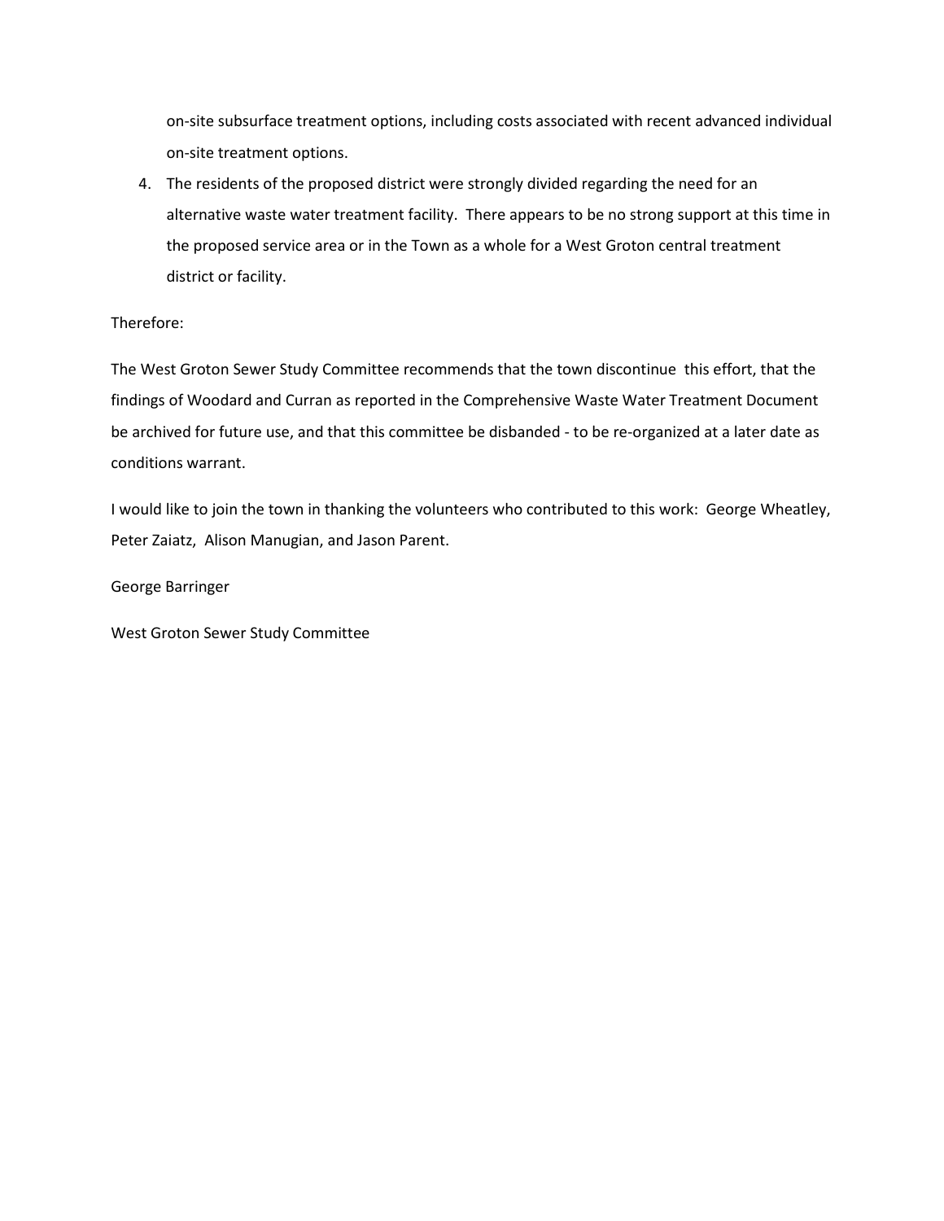on-site subsurface treatment options, including costs associated with recent advanced individual on-site treatment options.

4. The residents of the proposed district were strongly divided regarding the need for an alternative waste water treatment facility. There appears to be no strong support at this time in the proposed service area or in the Town as a whole for a West Groton central treatment district or facility.

Therefore:

The West Groton Sewer Study Committee recommends that the town discontinue this effort, that the findings of Woodard and Curran as reported in the Comprehensive Waste Water Treatment Document be archived for future use, and that this committee be disbanded - to be re-organized at a later date as conditions warrant.

I would like to join the town in thanking the volunteers who contributed to this work: George Wheatley, Peter Zaiatz, Alison Manugian, and Jason Parent.

George Barringer

West Groton Sewer Study Committee